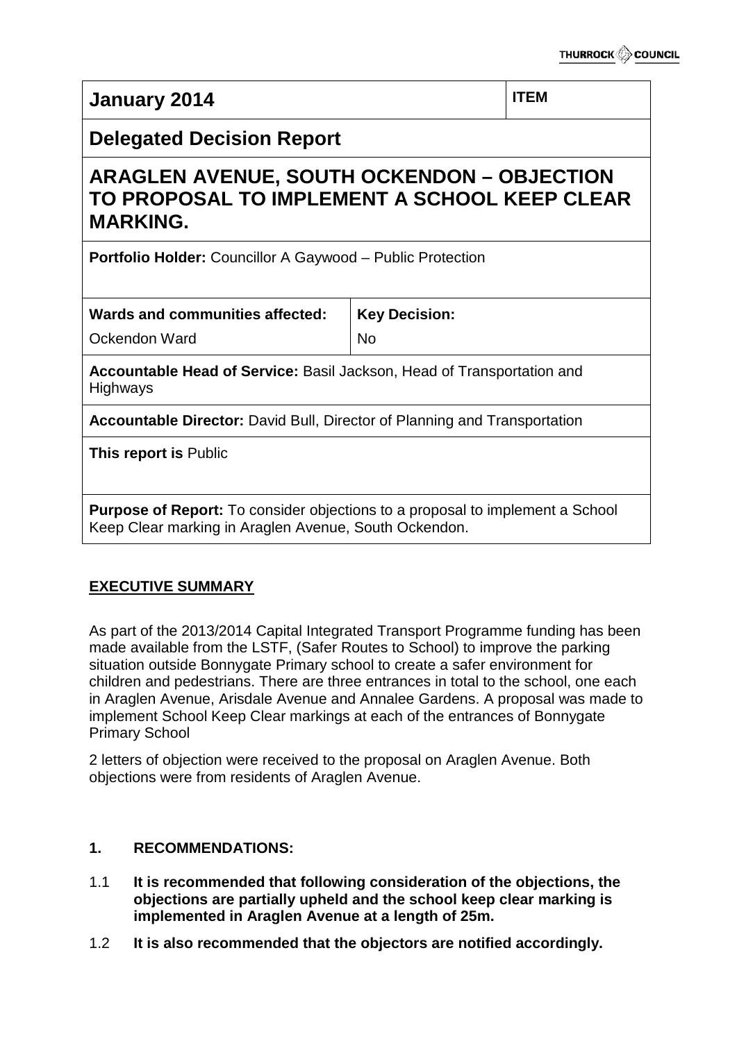| January 2014 | ITEM |
|---|---|

## Delegated Decision Report

# ARAGLEN AVENUE, SOUTH OCKENDON – OBJECTION TO PROPOSAL TO IMPLEMENT A SCHOOL KEEP CLEAR MARKING.

**Portfolio Holder:** Councillor A Gaywood – Public Protection

| **Wards and communities affected:** | **Key Decision:** |
|---|---|
| Ockendon Ward | No |

**Accountable Head of Service:** Basil Jackson, Head of Transportation and Highways

**Accountable Director:** David Bull, Director of Planning and Transportation

**This report is** Public

**Purpose of Report:** To consider objections to a proposal to implement a School Keep Clear marking in Araglen Avenue, South Ockendon.

## EXECUTIVE SUMMARY

As part of the 2013/2014 Capital Integrated Transport Programme funding has been made available from the LSTF, (Safer Routes to School) to improve the parking situation outside Bonnygate Primary school to create a safer environment for children and pedestrians. There are three entrances in total to the school, one each in Araglen Avenue, Arisdale Avenue and Annalee Gardens. A proposal was made to implement School Keep Clear markings at each of the entrances of Bonnygate Primary School

2 letters of objection were received to the proposal on Araglen Avenue. Both objections were from residents of Araglen Avenue.

### 1. RECOMMENDATIONS:

1.1 **It is recommended that following consideration of the objections, the objections are partially upheld and the school keep clear marking is implemented in Araglen Avenue at a length of 25m.**

1.2 **It is also recommended that the objectors are notified accordingly.**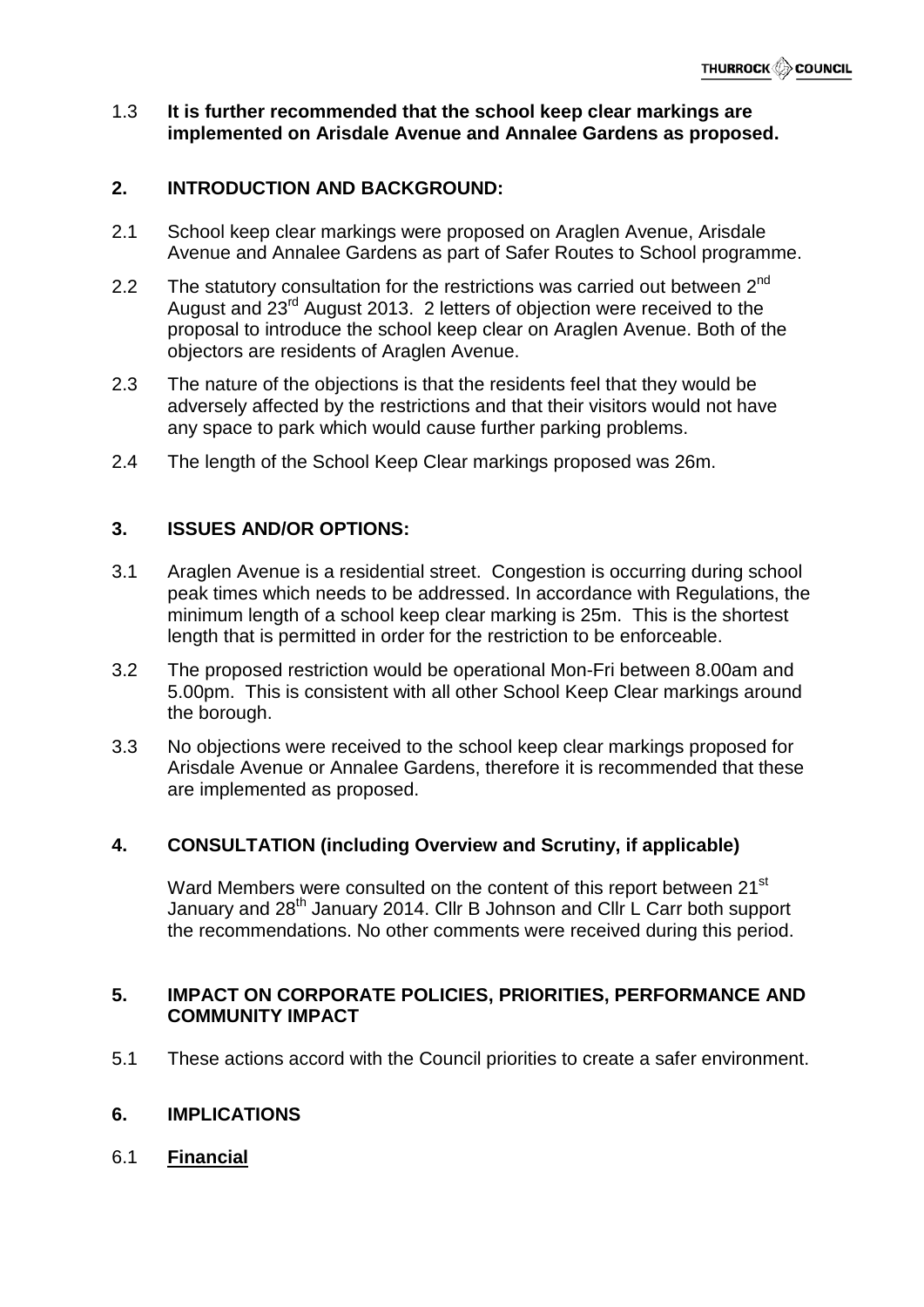1.3 **It is further recommended that the school keep clear markings are implemented on Arisdale Avenue and Annalee Gardens as proposed.**

## 2. INTRODUCTION AND BACKGROUND:

2.1 School keep clear markings were proposed on Araglen Avenue, Arisdale Avenue and Annalee Gardens as part of Safer Routes to School programme.

2.2 The statutory consultation for the restrictions was carried out between 2nd August and 23rd August 2013. 2 letters of objection were received to the proposal to introduce the school keep clear on Araglen Avenue. Both of the objectors are residents of Araglen Avenue.

2.3 The nature of the objections is that the residents feel that they would be adversely affected by the restrictions and that their visitors would not have any space to park which would cause further parking problems.

2.4 The length of the School Keep Clear markings proposed was 26m.

## 3. ISSUES AND/OR OPTIONS:

3.1 Araglen Avenue is a residential street. Congestion is occurring during school peak times which needs to be addressed. In accordance with Regulations, the minimum length of a school keep clear marking is 25m. This is the shortest length that is permitted in order for the restriction to be enforceable.

3.2 The proposed restriction would be operational Mon-Fri between 8.00am and 5.00pm. This is consistent with all other School Keep Clear markings around the borough.

3.3 No objections were received to the school keep clear markings proposed for Arisdale Avenue or Annalee Gardens, therefore it is recommended that these are implemented as proposed.

## 4. CONSULTATION (including Overview and Scrutiny, if applicable)

Ward Members were consulted on the content of this report between 21st January and 28th January 2014. Cllr B Johnson and Cllr L Carr both support the recommendations. No other comments were received during this period.

## 5. IMPACT ON CORPORATE POLICIES, PRIORITIES, PERFORMANCE AND COMMUNITY IMPACT

5.1 These actions accord with the Council priorities to create a safer environment.

## 6. IMPLICATIONS

6.1 **Financial**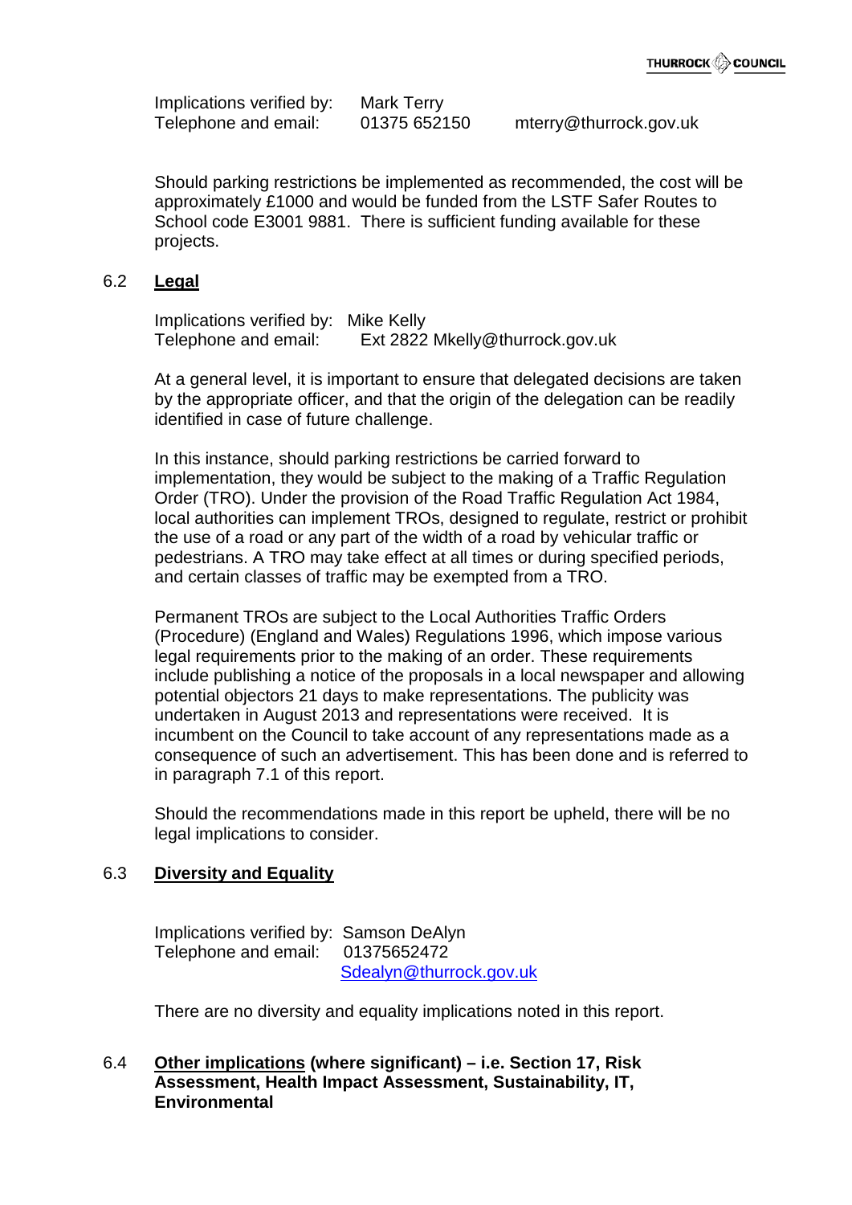Implications verified by: Mark Terry
Telephone and email: 01375 652150 mterry@thurrock.gov.uk

Should parking restrictions be implemented as recommended, the cost will be approximately £1000 and would be funded from the LSTF Safer Routes to School code E3001 9881. There is sufficient funding available for these projects.

## 6.2 Legal

Implications verified by: Mike Kelly
Telephone and email: Ext 2822 Mkelly@thurrock.gov.uk

At a general level, it is important to ensure that delegated decisions are taken by the appropriate officer, and that the origin of the delegation can be readily identified in case of future challenge.

In this instance, should parking restrictions be carried forward to implementation, they would be subject to the making of a Traffic Regulation Order (TRO). Under the provision of the Road Traffic Regulation Act 1984, local authorities can implement TROs, designed to regulate, restrict or prohibit the use of a road or any part of the width of a road by vehicular traffic or pedestrians. A TRO may take effect at all times or during specified periods, and certain classes of traffic may be exempted from a TRO.

Permanent TROs are subject to the Local Authorities Traffic Orders (Procedure) (England and Wales) Regulations 1996, which impose various legal requirements prior to the making of an order. These requirements include publishing a notice of the proposals in a local newspaper and allowing potential objectors 21 days to make representations. The publicity was undertaken in August 2013 and representations were received. It is incumbent on the Council to take account of any representations made as a consequence of such an advertisement. This has been done and is referred to in paragraph 7.1 of this report.

Should the recommendations made in this report be upheld, there will be no legal implications to consider.

## 6.3 Diversity and Equality

Implications verified by: Samson DeAlyn
Telephone and email: 01375652472
Sdealyn@thurrock.gov.uk

There are no diversity and equality implications noted in this report.

## 6.4 Other implications (where significant) – i.e. Section 17, Risk Assessment, Health Impact Assessment, Sustainability, IT, Environmental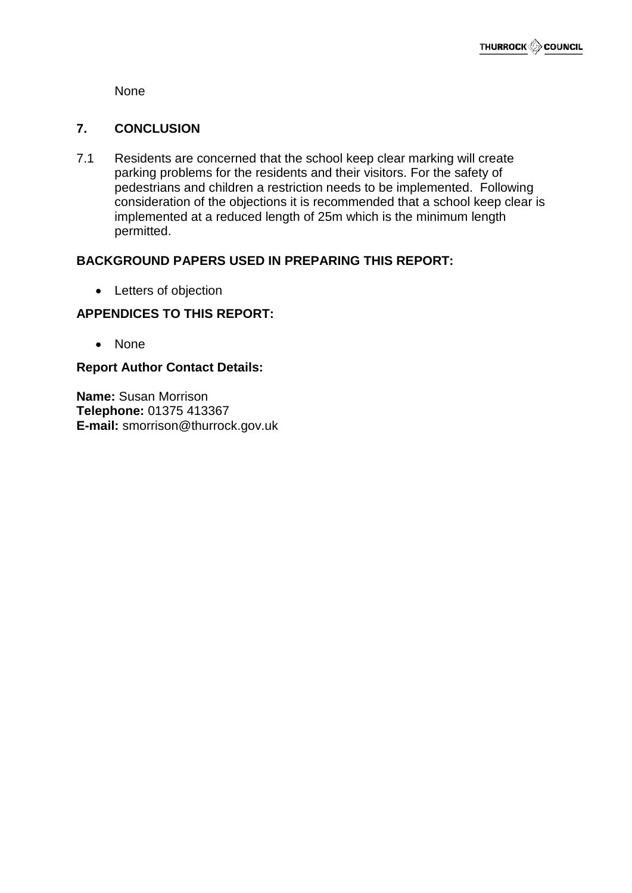None

## 7. CONCLUSION

7.1 Residents are concerned that the school keep clear marking will create parking problems for the residents and their visitors. For the safety of pedestrians and children a restriction needs to be implemented. Following consideration of the objections it is recommended that a school keep clear is implemented at a reduced length of 25m which is the minimum length permitted.

**BACKGROUND PAPERS USED IN PREPARING THIS REPORT:**

- Letters of objection

**APPENDICES TO THIS REPORT:**

- None

**Report Author Contact Details:**

**Name:** Susan Morrison
**Telephone:** 01375 413367
**E-mail:** smorrison@thurrock.gov.uk